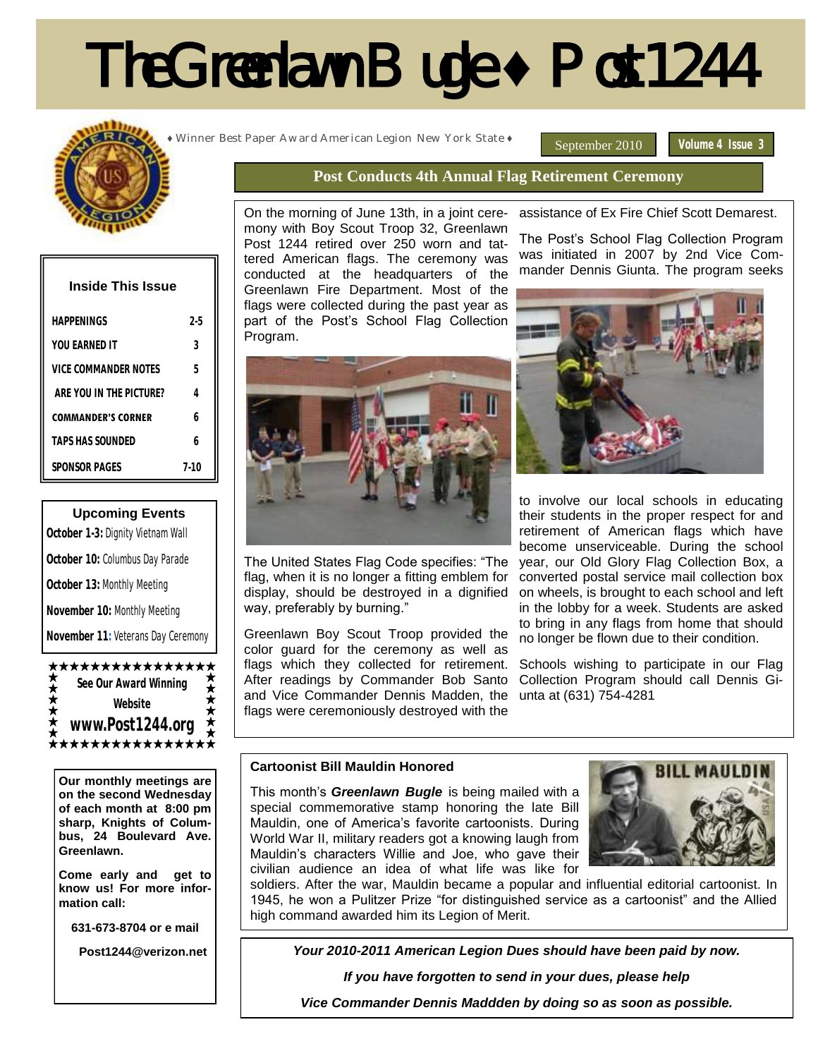# The Greenlawn Bugle ♦ Post 1244

♦ Winner Best Paper Award American Legion New York State ♦

September 2010 | Volume 4 Issue 3

## Post Conducts 4th Annual Flag Retirement Ceremony

On the morning of June 13th, in a joint ceremony with Boy Scout Troop 32, Greenlawn Post 1244 retired over 250 worn and tattered American flags. The ceremony was conducted at the headquarters of the Greenlawn Fire Department. Most of the flags were collected during the past year as part of the Post's School Flag Collection Program.

The United States Flag Code specifies: "The flag, when it is no longer a fitting emblem for display, should be destroyed in a dignified way, preferably by burning."

Greenlawn Boy Scout Troop provided the color guard for the ceremony as well as flags which they collected for retirement. After readings by Commander Bob Santo and Vice Commander Dennis Madden, the flags were ceremoniously destroyed with the assistance of Ex Fire Chief Scott Demarest.

The Post's School Flag Collection Program was initiated in 2007 by 2nd Vice Commander Dennis Giunta. The program seeks to involve our local schools in educating their students in the proper respect for and retirement of American flags which have become unserviceable. During the school year, our Old Glory Flag Collection Box, a converted postal service mail collection box on wheels, is brought to each school and left in the lobby for a week. Students are asked to bring in any flags from home that should no longer be flown due to their condition.

Schools wishing to participate in our Flag Collection Program should call Dennis Giunta at (631) 754-4281

### Cartoonist Bill Mauldin Honored

This month's ***Greenlawn Bugle*** is being mailed with a special commemorative stamp honoring the late Bill Mauldin, one of America's favorite cartoonists. During World War II, military readers got a knowing laugh from Mauldin's characters Willie and Joe, who gave their civilian audience an idea of what life was like for soldiers. After the war, Mauldin became a popular and influential editorial cartoonist. In 1945, he won a Pulitzer Prize "for distinguished service as a cartoonist" and the Allied high command awarded him its Legion of Merit.

***Your 2010-2011 American Legion Dues should have been paid by now.***

***If you have forgotten to send in your dues, please help***

***Vice Commander Dennis Maddden by doing so as soon as possible.***

### Inside This Issue

| | |
|---|---|
| HAPPENINGS | 2-5 |
| YOU EARNED IT | 3 |
| VICE COMMANDER NOTES | 5 |
| ARE YOU IN THE PICTURE? | 4 |
| COMMANDER'S CORNER | 6 |
| TAPS HAS SOUNDED | 6 |
| SPONSOR PAGES | 7-10 |

### Upcoming Events

**October 1-3:** Dignity Vietnam Wall

**October 10:** Columbus Day Parade

**October 13:** Monthly Meeting

**November 10:** Monthly Meeting

**November 11:** Veterans Day Ceremony

**See Our Award Winning Website**

**www.Post1244.org**

**Our monthly meetings are on the second Wednesday of each month at 8:00 pm sharp, Knights of Columbus, 24 Boulevard Ave. Greenlawn.**

**Come early and get to know us! For more information call:**

**631-673-8704 or e mail**

**Post1244@verizon.net**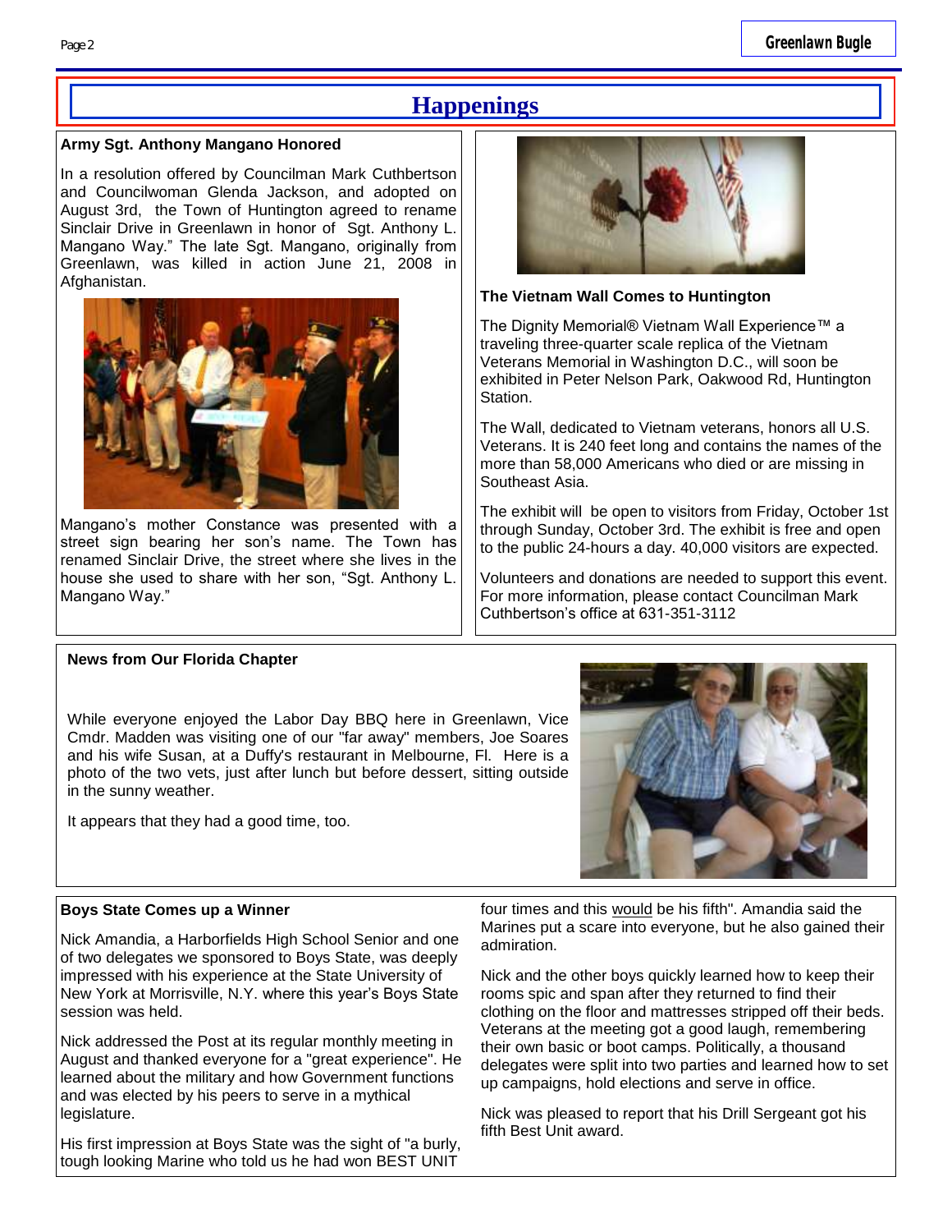# Happenings

### Army Sgt. Anthony Mangano Honored

In a resolution offered by Councilman Mark Cuthbertson and Councilwoman Glenda Jackson, and adopted on August 3rd, the Town of Huntington agreed to rename Sinclair Drive in Greenlawn in honor of Sgt. Anthony L. Mangano Way." The late Sgt. Mangano, originally from Greenlawn, was killed in action June 21, 2008 in Afghanistan.

Mangano's mother Constance was presented with a street sign bearing her son's name. The Town has renamed Sinclair Drive, the street where she lives in the house she used to share with her son, "Sgt. Anthony L. Mangano Way."

### The Vietnam Wall Comes to Huntington

The Dignity Memorial® Vietnam Wall Experience™ a traveling three-quarter scale replica of the Vietnam Veterans Memorial in Washington D.C., will soon be exhibited in Peter Nelson Park, Oakwood Rd, Huntington Station.

The Wall, dedicated to Vietnam veterans, honors all U.S. Veterans. It is 240 feet long and contains the names of the more than 58,000 Americans who died or are missing in Southeast Asia.

The exhibit will be open to visitors from Friday, October 1st through Sunday, October 3rd. The exhibit is free and open to the public 24-hours a day. 40,000 visitors are expected.

Volunteers and donations are needed to support this event. For more information, please contact Councilman Mark Cuthbertson's office at 631-351-3112

### News from Our Florida Chapter

While everyone enjoyed the Labor Day BBQ here in Greenlawn, Vice Cmdr. Madden was visiting one of our "far away" members, Joe Soares and his wife Susan, at a Duffy's restaurant in Melbourne, Fl. Here is a photo of the two vets, just after lunch but before dessert, sitting outside in the sunny weather.

It appears that they had a good time, too.

### Boys State Comes up a Winner

Nick Amandia, a Harborfields High School Senior and one of two delegates we sponsored to Boys State, was deeply impressed with his experience at the State University of New York at Morrisville, N.Y. where this year's Boys State session was held.

Nick addressed the Post at its regular monthly meeting in August and thanked everyone for a "great experience". He learned about the military and how Government functions and was elected by his peers to serve in a mythical legislature.

His first impression at Boys State was the sight of "a burly, tough looking Marine who told us he had won BEST UNIT four times and this would be his fifth". Amandia said the Marines put a scare into everyone, but he also gained their admiration.

Nick and the other boys quickly learned how to keep their rooms spic and span after they returned to find their clothing on the floor and mattresses stripped off their beds. Veterans at the meeting got a good laugh, remembering their own basic or boot camps. Politically, a thousand delegates were split into two parties and learned how to set up campaigns, hold elections and serve in office.

Nick was pleased to report that his Drill Sergeant got his fifth Best Unit award.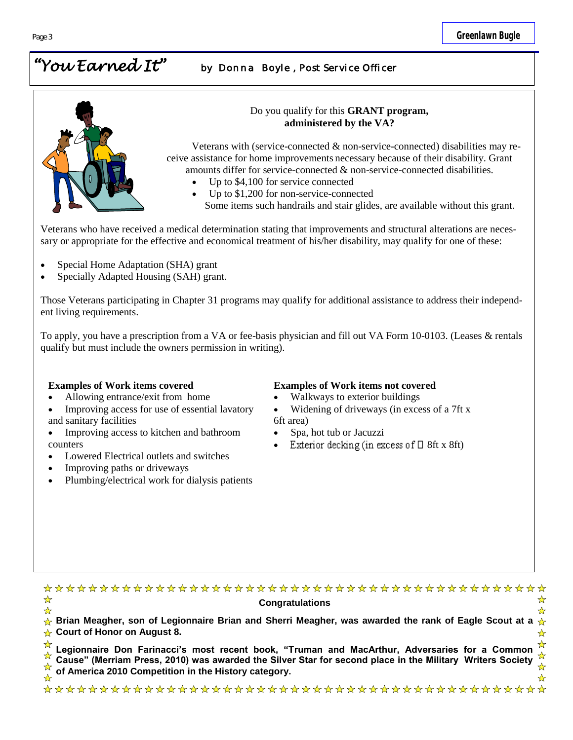# *"You Earned It"* by Donna Boyle, Post Service Officer

Do you qualify for this **GRANT program, administered by the VA?**

Veterans with (service-connected & non-service-connected) disabilities may receive assistance for home improvements necessary because of their disability. Grant amounts differ for service-connected & non-service-connected disabilities.

- Up to $4,100 for service connected
- Up to $1,200 for non-service-connected

Some items such handrails and stair glides, are available without this grant.

Veterans who have received a medical determination stating that improvements and structural alterations are necessary or appropriate for the effective and economical treatment of his/her disability, may qualify for one of these:

- Special Home Adaptation (SHA) grant
- Specially Adapted Housing (SAH) grant.

Those Veterans participating in Chapter 31 programs may qualify for additional assistance to address their independent living requirements.

To apply, you have a prescription from a VA or fee-basis physician and fill out VA Form 10-0103. (Leases & rentals qualify but must include the owners permission in writing).

**Examples of Work items covered**

- Allowing entrance/exit from home
- Improving access for use of essential lavatory and sanitary facilities
- Improving access to kitchen and bathroom counters
- Lowered Electrical outlets and switches
- Improving paths or driveways
- Plumbing/electrical work for dialysis patients

**Examples of Work items not covered**

- Walkways to exterior buildings
- Widening of driveways (in excess of a 7ft x 6ft area)
- Spa, hot tub or Jacuzzi
- Exterior decking (in excess of  8ft x 8ft)

**Congratulations**

**Brian Meagher, son of Legionnaire Brian and Sherri Meagher, was awarded the rank of Eagle Scout at a Court of Honor on August 8.**

**Legionnaire Don Farinacci's most recent book, "Truman and MacArthur, Adversaries for a Common Cause" (Merriam Press, 2010) was awarded the Silver Star for second place in the Military Writers Society of America 2010 Competition in the History category.**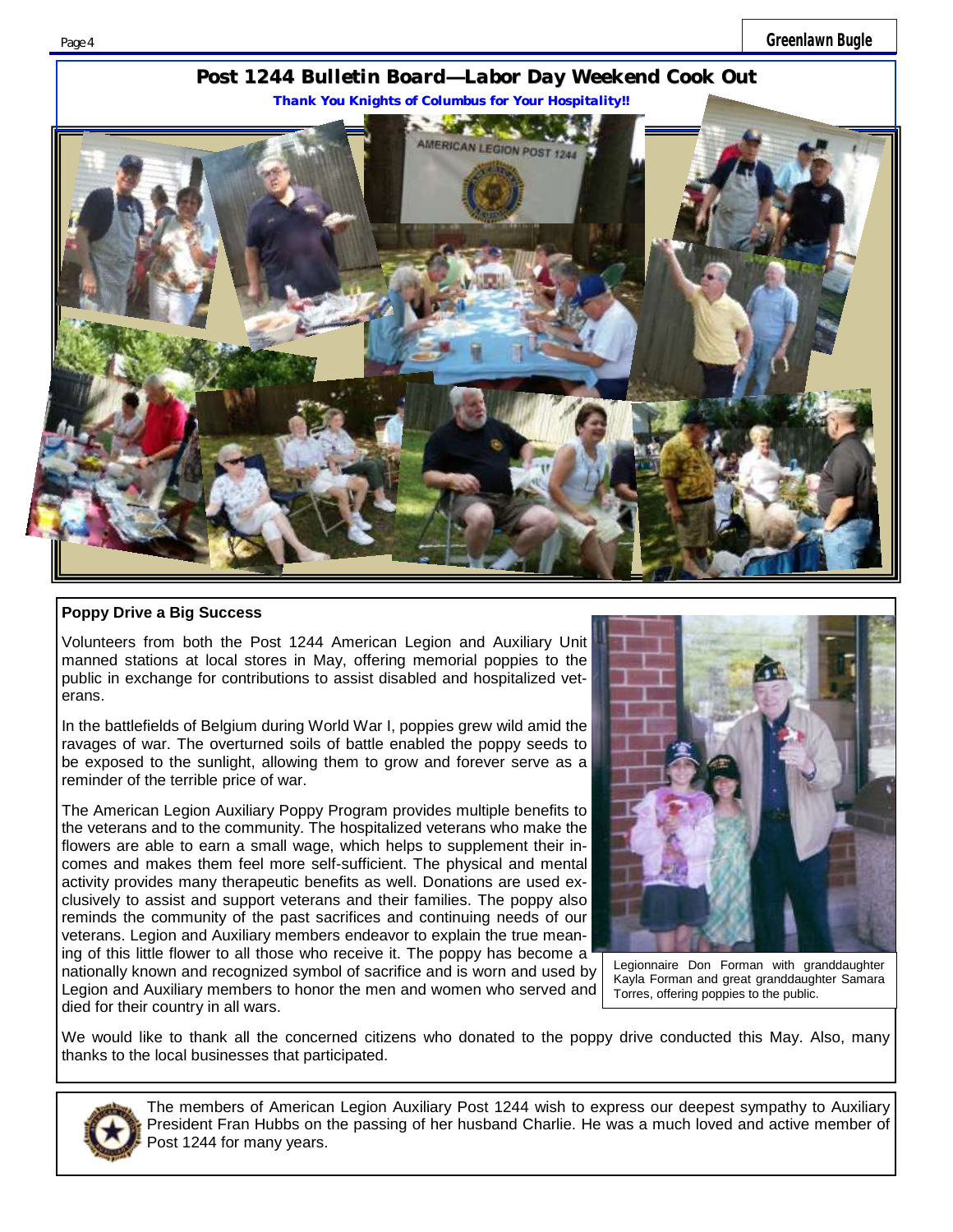## Post 1244 Bulletin Board—Labor Day Weekend Cook Out

**Thank You Knights of Columbus for Your Hospitality!!**

### Poppy Drive a Big Success

Volunteers from both the Post 1244 American Legion and Auxiliary Unit manned stations at local stores in May, offering memorial poppies to the public in exchange for contributions to assist disabled and hospitalized veterans.

In the battlefields of Belgium during World War I, poppies grew wild amid the ravages of war. The overturned soils of battle enabled the poppy seeds to be exposed to the sunlight, allowing them to grow and forever serve as a reminder of the terrible price of war.

The American Legion Auxiliary Poppy Program provides multiple benefits to the veterans and to the community. The hospitalized veterans who make the flowers are able to earn a small wage, which helps to supplement their incomes and makes them feel more self-sufficient. The physical and mental activity provides many therapeutic benefits as well. Donations are used exclusively to assist and support veterans and their families. The poppy also reminds the community of the past sacrifices and continuing needs of our veterans. Legion and Auxiliary members endeavor to explain the true meaning of this little flower to all those who receive it. The poppy has become a nationally known and recognized symbol of sacrifice and is worn and used by Legion and Auxiliary members to honor the men and women who served and died for their country in all wars.

Legionnaire Don Forman with granddaughter Kayla Forman and great granddaughter Samara Torres, offering poppies to the public.

We would like to thank all the concerned citizens who donated to the poppy drive conducted this May. Also, many thanks to the local businesses that participated.

The members of American Legion Auxiliary Post 1244 wish to express our deepest sympathy to Auxiliary President Fran Hubbs on the passing of her husband Charlie. He was a much loved and active member of Post 1244 for many years.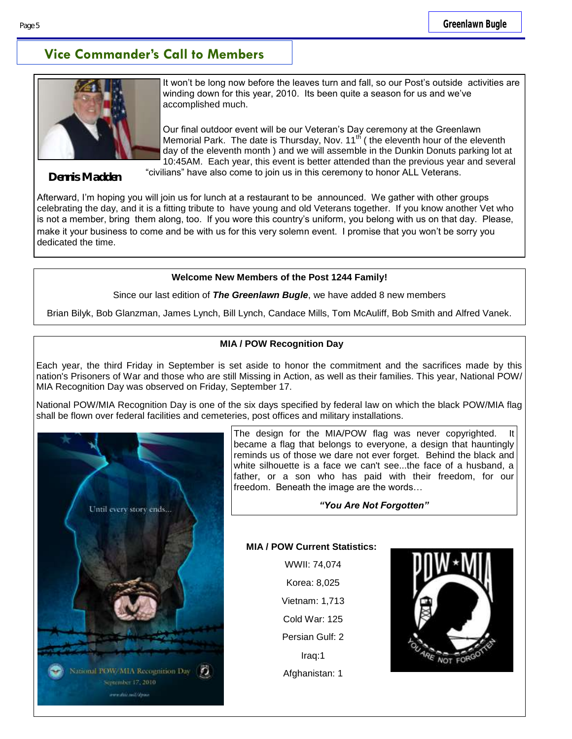## Vice Commander's Call to Members

It won't be long now before the leaves turn and fall, so our Post's outside activities are winding down for this year, 2010. Its been quite a season for us and we've accomplished much.

Our final outdoor event will be our Veteran's Day ceremony at the Greenlawn Memorial Park. The date is Thursday, Nov. 11th ( the eleventh hour of the eleventh day of the eleventh month ) and we will assemble in the Dunkin Donuts parking lot at 10:45AM. Each year, this event is better attended than the previous year and several "civilians" have also come to join us in this ceremony to honor ALL Veterans.

**Dennis Madden**

Afterward, I'm hoping you will join us for lunch at a restaurant to be announced. We gather with other groups celebrating the day, and it is a fitting tribute to have young and old Veterans together. If you know another Vet who is not a member, bring them along, too. If you wore this country's uniform, you belong with us on that day. Please, make it your business to come and be with us for this very solemn event. I promise that you won't be sorry you dedicated the time.

**Welcome New Members of the Post 1244 Family!**

Since our last edition of ***The Greenlawn Bugle***, we have added 8 new members

Brian Bilyk, Bob Glanzman, James Lynch, Bill Lynch, Candace Mills, Tom McAuliff, Bob Smith and Alfred Vanek.

**MIA / POW Recognition Day**

Each year, the third Friday in September is set aside to honor the commitment and the sacrifices made by this nation's Prisoners of War and those who are still Missing in Action, as well as their families. This year, National POW/MIA Recognition Day was observed on Friday, September 17.

National POW/MIA Recognition Day is one of the six days specified by federal law on which the black POW/MIA flag shall be flown over federal facilities and cemeteries, post offices and military installations.

The design for the MIA/POW flag was never copyrighted. It became a flag that belongs to everyone, a design that hauntingly reminds us of those we dare not ever forget. Behind the black and white silhouette is a face we can't see...the face of a husband, a father, or a son who has paid with their freedom, for our freedom. Beneath the image are the words…

***"You Are Not Forgotten"***

**MIA / POW Current Statistics:**

WWII: 74,074

Korea: 8,025

Vietnam: 1,713

Cold War: 125

Persian Gulf: 2

Iraq:1

Afghanistan: 1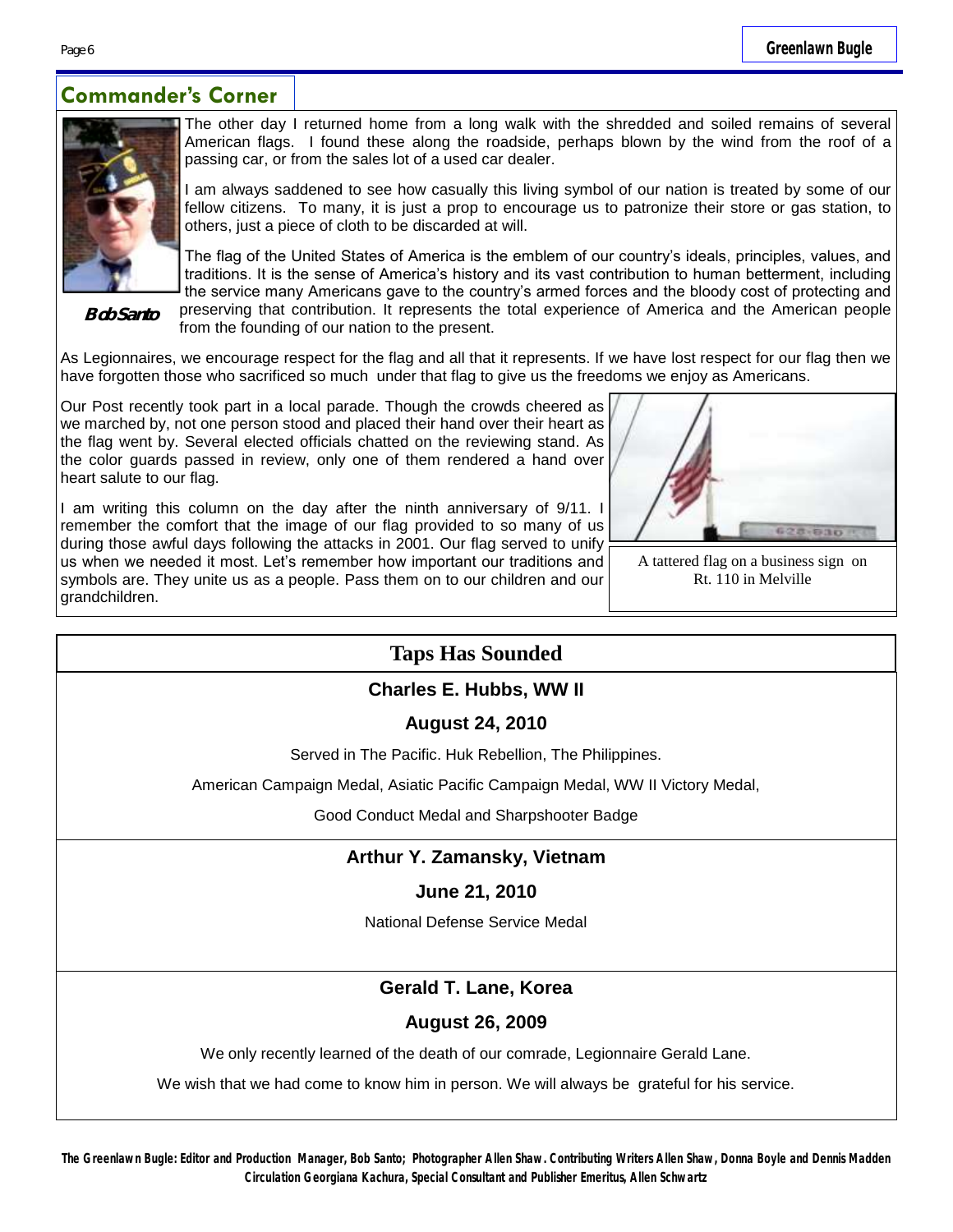## Commander's Corner

**Bob Santo**

The other day I returned home from a long walk with the shredded and soiled remains of several American flags. I found these along the roadside, perhaps blown by the wind from the roof of a passing car, or from the sales lot of a used car dealer.

I am always saddened to see how casually this living symbol of our nation is treated by some of our fellow citizens. To many, it is just a prop to encourage us to patronize their store or gas station, to others, just a piece of cloth to be discarded at will.

The flag of the United States of America is the emblem of our country's ideals, principles, values, and traditions. It is the sense of America's history and its vast contribution to human betterment, including the service many Americans gave to the country's armed forces and the bloody cost of protecting and preserving that contribution. It represents the total experience of America and the American people from the founding of our nation to the present.

As Legionnaires, we encourage respect for the flag and all that it represents. If we have lost respect for our flag then we have forgotten those who sacrificed so much under that flag to give us the freedoms we enjoy as Americans.

Our Post recently took part in a local parade. Though the crowds cheered as we marched by, not one person stood and placed their hand over their heart as the flag went by. Several elected officials chatted on the reviewing stand. As the color guards passed in review, only one of them rendered a hand over heart salute to our flag.

I am writing this column on the day after the ninth anniversary of 9/11. I remember the comfort that the image of our flag provided to so many of us during those awful days following the attacks in 2001. Our flag served to unify us when we needed it most. Let's remember how important our traditions and symbols are. They unite us as a people. Pass them on to our children and our grandchildren.

A tattered flag on a business sign on Rt. 110 in Melville

## Taps Has Sounded

### Charles E. Hubbs, WW II

**August 24, 2010**

Served in The Pacific. Huk Rebellion, The Philippines.

American Campaign Medal, Asiatic Pacific Campaign Medal, WW II Victory Medal,

Good Conduct Medal and Sharpshooter Badge

### Arthur Y. Zamansky, Vietnam

**June 21, 2010**

National Defense Service Medal

### Gerald T. Lane, Korea

**August 26, 2009**

We only recently learned of the death of our comrade, Legionnaire Gerald Lane.

We wish that we had come to know him in person. We will always be grateful for his service.

**The Greenlawn Bugle: Editor and Production Manager, Bob Santo; Photographer Allen Shaw. Contributing Writers Allen Shaw, Donna Boyle and Dennis Madden Circulation Georgiana Kachura, Special Consultant and Publisher Emeritus, Allen Schwartz**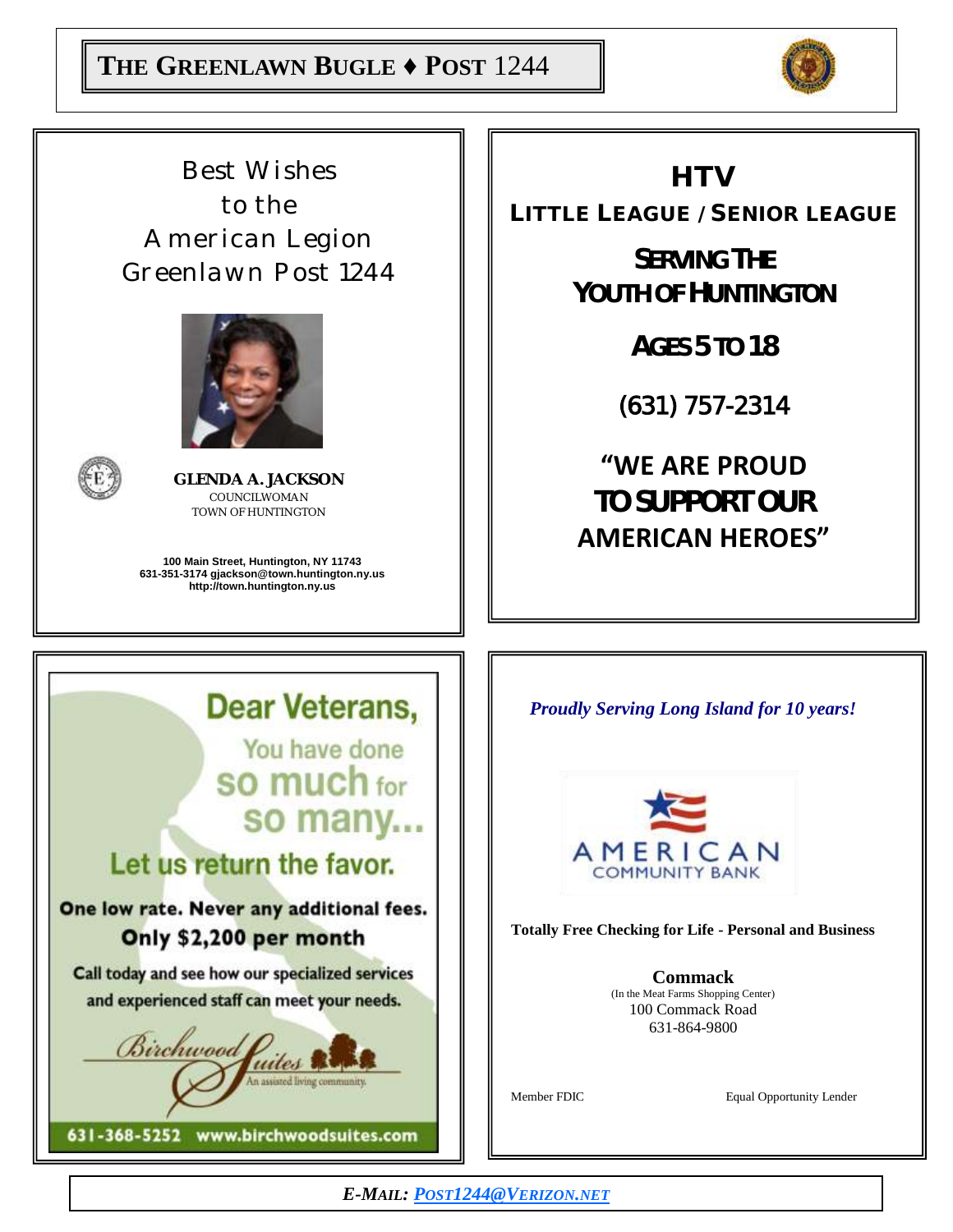Best Wishes
to the
American Legion
Greenlawn Post 1244

**GLENDA A. JACKSON**
COUNCILWOMAN
TOWN OF HUNTINGTON

**100 Main Street, Huntington, NY 11743**
**631-351-3174 gjackson@town.huntington.ny.us**
**http://town.huntington.ny.us**

---

## HTV

### LITTLE LEAGUE / SENIOR LEAGUE

**SERVING THE YOUTH OF HUNTINGTON**

**AGES 5 TO 18**

(631) 757-2314

**"WE ARE PROUD TO SUPPORT OUR AMERICAN HEROES"**

---

## Dear Veterans,

You have done so much for so many...

**Let us return the favor.**

**One low rate. Never any additional fees.**
**Only $2,200 per month**

Call today and see how our specialized services and experienced staff can meet your needs.

Birchwood Suites
An assisted living community.

631-368-5252 www.birchwoodsuites.com

---

***Proudly Serving Long Island for 10 years!***

AMERICAN COMMUNITY BANK

**Totally Free Checking for Life - Personal and Business**

**Commack**
(In the Meat Farms Shopping Center)
100 Commack Road
631-864-9800

Member FDIC

Equal Opportunity Lender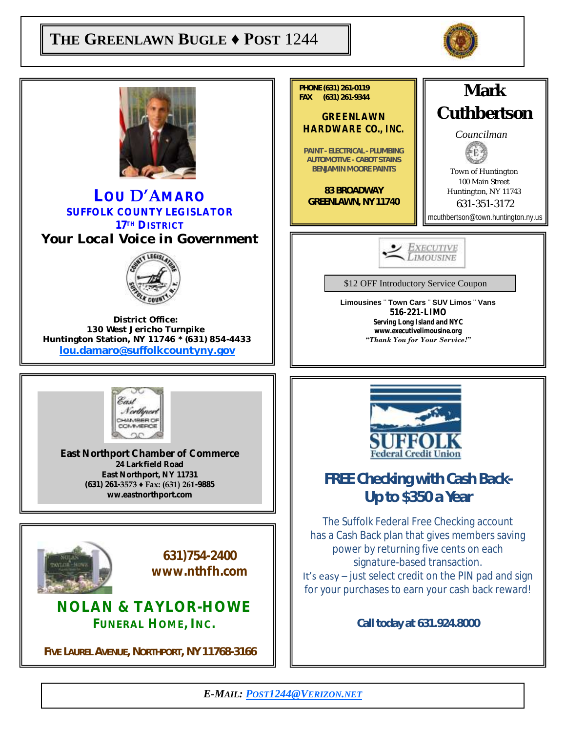# THE GREENLAWN BUGLE ♦ POST 1244

## LOU D'AMARO
**SUFFOLK COUNTY LEGISLATOR**
**17TH DISTRICT**

**Your Local Voice in Government**

**District Office:**
**130 West Jericho Turnpike**
**Huntington Station, NY 11746 * (631) 854-4433**
**lou.damaro@suffolkcountyny.gov**

---

PHONE (631) 261-0119
FAX (631) 261-9344

**GREENLAWN HARDWARE CO., INC.**

PAINT - ELECTRICAL - PLUMBING
AUTOMOTIVE - CABOT STAINS
BENJAMIN MOORE PAINTS

**83 BROADWAY**
**GREENLAWN, NY 11740**

---

## Mark Cuthbertson
*Councilman*

Town of Huntington
100 Main Street
Huntington, NY 11743
631-351-3172
mcuthbertson@town.huntington.ny.us

---

EXECUTIVE LIMOUSINE

$12 OFF Introductory Service Coupon

**Limousines ¨ Town Cars ¨ SUV Limos ¨ Vans**
**516-221-LIMO**
**Serving Long Island and NYC**
**www.executivelimousine.org**
***"Thank You for Your Service!"***

---

**East Northport Chamber of Commerce**
**24 Larkfield Road**
**East Northport, NY 11731**
**(631) 261-3573 ♦ Fax: (631) 261-9885**
**ww.eastnorthport.com**

---

SUFFOLK Federal Credit Union

## FREE Checking with Cash Back- Up to $350 a Year

The Suffolk Federal Free Checking account has a Cash Back plan that gives members saving power by returning five cents on each signature-based transaction.
It's easy – just select credit on the PIN pad and sign for your purchases to earn your cash back reward!

**Call today at 631.924.8000**

---

**631)754-2400**
**www.nthfh.com**

## NOLAN & TAYLOR-HOWE
**FUNERAL HOME, INC.**

**FIVE LAUREL AVENUE, NORTHPORT, NY 11768-3166**

---

*E-MAIL: POST1244@VERIZON.NET*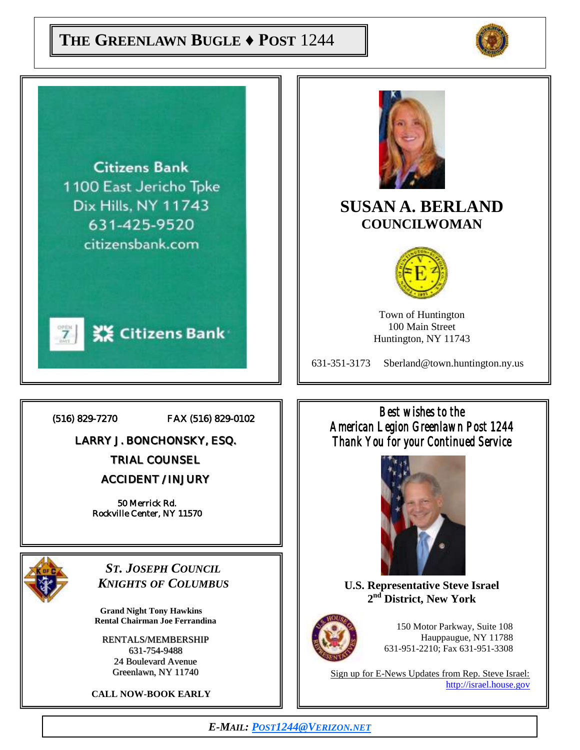# The Greenlawn Bugle ♦ Post 1244

Citizens Bank
1100 East Jericho Tpke
Dix Hills, NY 11743
631-425-9520
citizensbank.com

OPEN 7 DAYS

Citizens Bank

---

## SUSAN A. BERLAND
### COUNCILWOMAN

Town of Huntington
100 Main Street
Huntington, NY 11743

631-351-3173     Sberland@town.huntington.ny.us

---

(516) 829-7270     FAX (516) 829-0102

**LARRY J. BONCHONSKY, ESQ.**

**TRIAL COUNSEL**

**ACCIDENT / INJURY**

50 Merrick Rd.
Rockville Center, NY 11570

---

***ST. JOSEPH COUNCIL***
***KNIGHTS OF COLUMBUS***

**Grand Night Tony Hawkins**
**Rental Chairman Joe Ferrandina**

RENTALS/MEMBERSHIP
631-754-9488
24 Boulevard Avenue
Greenlawn, NY 11740

**CALL NOW-BOOK EARLY**

---

*Best wishes to the*
*American Legion Greenlawn Post 1244*
*Thank You for your Continued Service*

**U.S. Representative Steve Israel**
**2nd District, New York**

150 Motor Parkway, Suite 108
Hauppauge, NY 11788
631-951-2210; Fax 631-951-3308

Sign up for E-News Updates from Rep. Steve Israel:
http://israel.house.gov

---

***E-MAIL: POST1244@VERIZON.NET***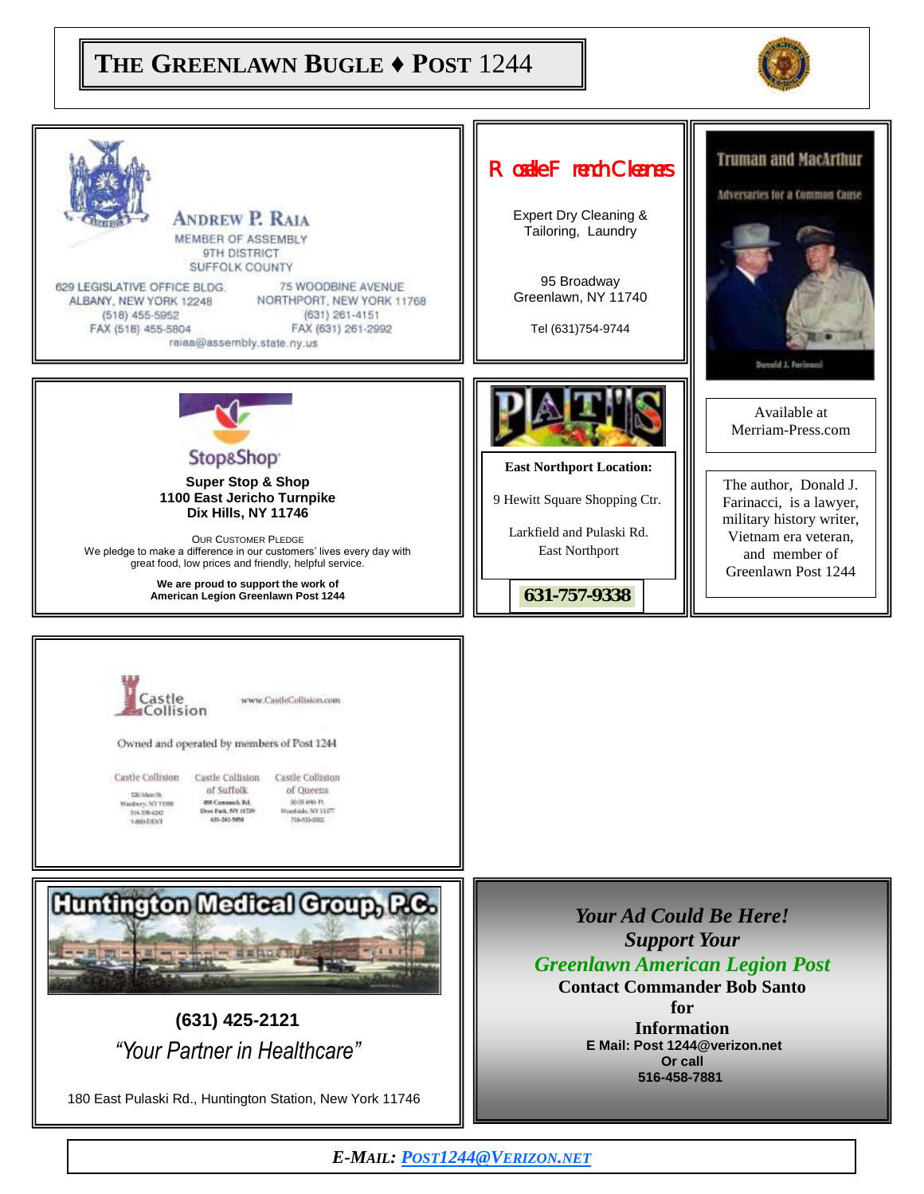**Andrew P. Raia**
Member of Assembly
9th District
Suffolk County

629 Legislative Office Bldg.
Albany, New York 12248
(518) 455-5952
FAX (518) 455-5804

75 Woodbine Avenue
Northport, New York 11768
(631) 261-4151
FAX (631) 261-2992

raiaa@assembly.state.ny.us

**Roselle French Cleaners**

Expert Dry Cleaning & Tailoring, Laundry

95 Broadway
Greenlawn, NY 11740

Tel (631)754-9744

**Truman and MacArthur**
Adversaries for a Common Cause

Donald J. Farinacci

Available at Merriam-Press.com

The author, Donald J. Farinacci, is a lawyer, military history writer, Vietnam era veteran, and member of Greenlawn Post 1244

Stop&Shop

**Super Stop & Shop**
**1100 East Jericho Turnpike**
**Dix Hills, NY 11746**

Our Customer Pledge
We pledge to make a difference in our customers' lives every day with great food, low prices and friendly, helpful service.

**We are proud to support the work of American Legion Greenlawn Post 1244**

**PATTI'S**

**East Northport Location:**

9 Hewitt Square Shopping Ctr.

Larkfield and Pulaski Rd.
East Northport

**631-757-9338**

Castle Collision — www.CastleCollision.com

Owned and operated by members of Post 1244

| Castle Collision | Castle Collision of Suffolk | Castle Collision of Queens |
|---|---|---|
| 520 Main St. Westbury, NY 11590 516-338-4242 1-800-DENT | 498 Commack Rd. Deer Park, NY 11729 631-243-5858 | 50-35 49th Pl. Woodside, NY 11377 718-535-8282 |

**Huntington Medical Group, P.C.**

**(631) 425-2121**

*"Your Partner in Healthcare"*

180 East Pulaski Rd., Huntington Station, New York 11746

***Your Ad Could Be Here!***
***Support Your***
***Greenlawn American Legion Post***
**Contact Commander Bob Santo for Information**
**E Mail: Post 1244@verizon.net**
**Or call**
**516-458-7881**

***E-Mail: Post1244@Verizon.net***